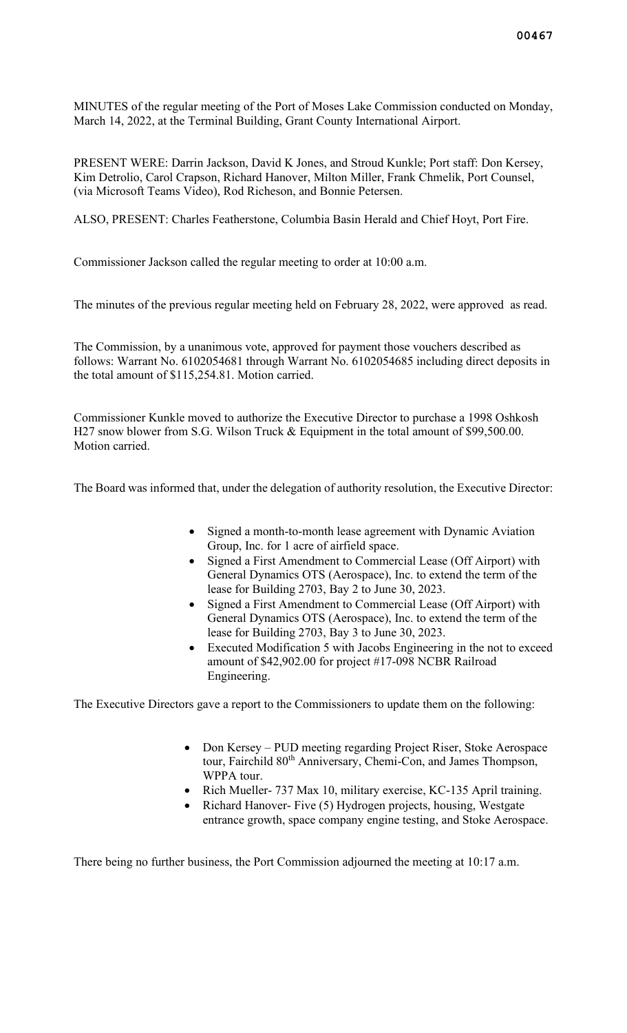MINUTES of the regular meeting of the Port of Moses Lake Commission conducted on Monday, March 14, 2022, at the Terminal Building, Grant County International Airport.

PRESENT WERE: Darrin Jackson, David K Jones, and Stroud Kunkle; Port staff: Don Kersey, Kim Detrolio, Carol Crapson, Richard Hanover, Milton Miller, Frank Chmelik, Port Counsel, (via Microsoft Teams Video), Rod Richeson, and Bonnie Petersen.

ALSO, PRESENT: Charles Featherstone, Columbia Basin Herald and Chief Hoyt, Port Fire.

Commissioner Jackson called the regular meeting to order at 10:00 a.m.

The minutes of the previous regular meeting held on February 28, 2022, were approved as read.

The Commission, by a unanimous vote, approved for payment those vouchers described as follows: Warrant No. 6102054681 through Warrant No. 6102054685 including direct deposits in the total amount of $115,254.81. Motion carried.

Commissioner Kunkle moved to authorize the Executive Director to purchase a 1998 Oshkosh H27 snow blower from S.G. Wilson Truck & Equipment in the total amount of $99,500.00. Motion carried.

The Board was informed that, under the delegation of authority resolution, the Executive Director:

- Signed a month-to-month lease agreement with Dynamic Aviation Group, Inc. for 1 acre of airfield space.
- Signed a First Amendment to Commercial Lease (Off Airport) with General Dynamics OTS (Aerospace), Inc. to extend the term of the lease for Building 2703, Bay 2 to June 30, 2023.
- Signed a First Amendment to Commercial Lease (Off Airport) with General Dynamics OTS (Aerospace), Inc. to extend the term of the lease for Building 2703, Bay 3 to June 30, 2023.
- Executed Modification 5 with Jacobs Engineering in the not to exceed amount of $42,902.00 for project #17-098 NCBR Railroad Engineering.

The Executive Directors gave a report to the Commissioners to update them on the following:

- Don Kersey – PUD meeting regarding Project Riser, Stoke Aerospace tour, Fairchild 80th Anniversary, Chemi-Con, and James Thompson, WPPA tour.
- Rich Mueller- 737 Max 10, military exercise, KC-135 April training.
- Richard Hanover- Five (5) Hydrogen projects, housing, Westgate entrance growth, space company engine testing, and Stoke Aerospace.

There being no further business, the Port Commission adjourned the meeting at 10:17 a.m.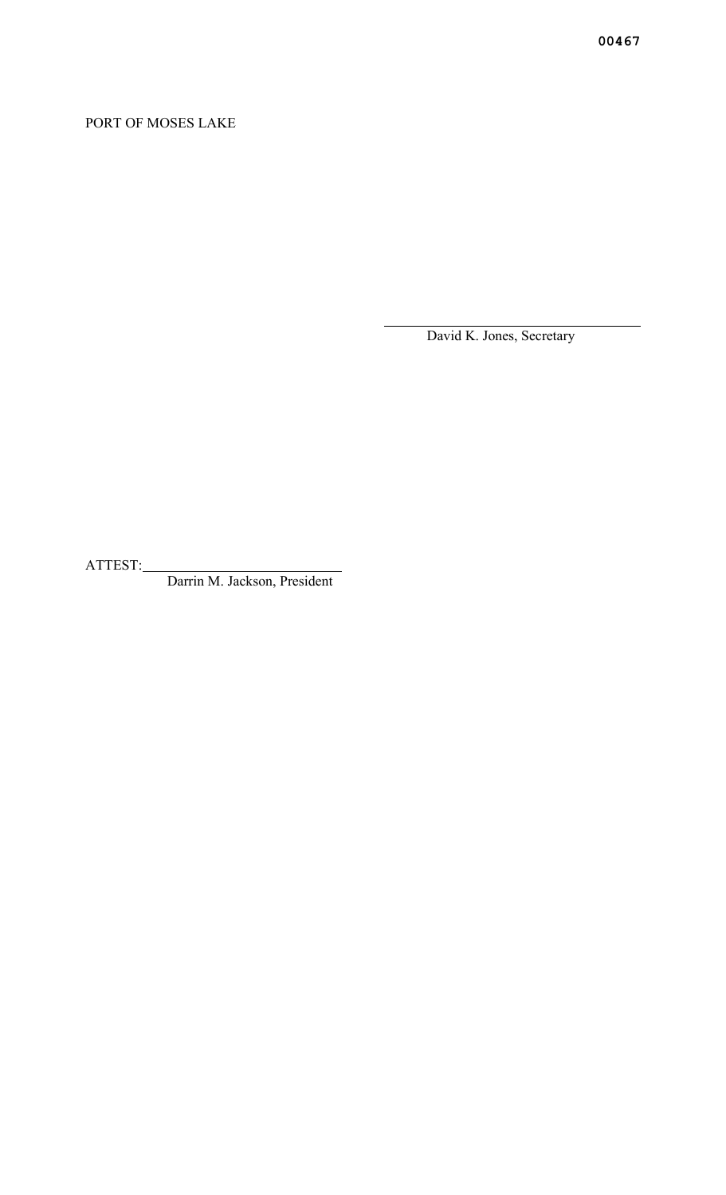PORT OF MOSES LAKE

\_\_\_\_\_\_\_\_\_\_\_\_\_\_\_\_\_\_\_\_\_\_\_\_\_\_\_\_\_\_
David K. Jones, Secretary

ATTEST:\_\_\_\_\_\_\_\_\_\_\_\_\_\_\_\_\_\_\_\_\_\_\_\_\_\_\_\_
Darrin M. Jackson, President